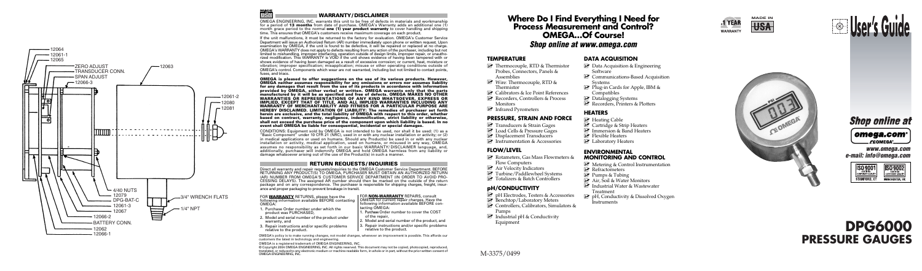12064
12061-1
12065
ZERO ADJUST
TRANSDUCER CONN.
SPAN ADJUST
12066-3
12063
12061-2
12080
12081
4/40 NUTS
12079
DPG-BAT-C
12061-3
12067
12066-2
BATTERY CONN.
12062
12066-1
3/4" WRENCH FLATS
1/4" NPT

## WARRANTY/DISCLAIMER

OMEGA ENGINEERING, INC. warrants this unit to be free of defects in materials and workmanship for a period of **13 months** from date of purchase. OMEGA's Warranty adds an additional one (1) month grace period to the normal **one (1) year product warranty** to cover handling and shipping time. This ensures that OMEGA's customers receive maximum coverage on each product.

If the unit malfunctions, it must be returned to the factory for evaluation. OMEGA's Customer Service Department will issue an Authorized Return (AR) number immediately upon phone or written request. Upon examination by OMEGA, if the unit is found to be defective, it will be repaired or replaced at no charge. OMEGA's WARRANTY does not apply to defects resulting from any action of the purchaser, including but not limited to mishandling, improper interfacing, operation outside of design limits, improper repair, or unauthorized modification. This WARRANTY is VOID if the unit shows evidence of having been tampered with or shows evidence of having been damaged as a result of excessive corrosion; or current, heat, moisture or vibration; improper specification; misapplication; misuse or other operating conditions outside of OMEGA's control. Components which wear are not warranted, including but not limited to contact points, fuses, and triacs.

**OMEGA is pleased to offer suggestions on the use of its various products. However, OMEGA neither assumes responsibility for any omissions or errors nor assumes liability for any damages that result from the use of its products in accordance with information provided by OMEGA, either verbal or written. OMEGA warrants only that the parts manufactured by it will be as specified and free of defects. OMEGA MAKES NO OTHER WARRANTIES OR REPRESENTATIONS OF ANY KIND WHATSOEVER, EXPRESS OR IMPLIED, EXCEPT THAT OF TITLE, AND ALL IMPLIED WARRANTIES INCLUDING ANY WARRANTY OF MERCHANTABILITY AND FITNESS FOR A PARTICULAR PURPOSE ARE HEREBY DISCLAIMED. LIMITATION OF LIABILITY: The remedies of purchaser set forth herein are exclusive, and the total liability of OMEGA with respect to this order, whether based on contract, warranty, negligence, indemnification, strict liability or otherwise, shall not exceed the purchase price of the component upon which liability is based. In no event shall OMEGA be liable for consequential, incidental or special damages.**

CONDITIONS: Equipment sold by OMEGA is not intended to be used, nor shall it be used: (1) as a "Basic Component" under 10 CFR 21 (NRC), used in or with any nuclear installation or activity; or (2) in medical applications or used on humans. Should any Product(s) be used in or with any nuclear installation or activity, medical application, used on humans, or misused in any way, OMEGA assumes no responsibility as set forth in our basic WARRANTY/DISCLAIMER language, and, additionally, purchaser will indemnify OMEGA and hold OMEGA harmless from any liability or damage whatsoever arising out of the use of the Product(s) in such a manner.

## RETURN REQUESTS/INQUIRIES

Direct all warranty and repair requests/inquiries to the OMEGA Customer Service Department. BEFORE RETURNING ANY PRODUCT(S) TO OMEGA, PURCHASER MUST OBTAIN AN AUTHORIZED RETURN (AR) NUMBER FROM OMEGA'S CUSTOMER SERVICE DEPARTMENT (IN ORDER TO AVOID PROCESSING DELAYS). The assigned AR number should then be marked on the outside of the return package and on any correspondence. The purchaser is responsible for shipping charges, freight, insurance and proper packaging to prevent breakage in transit.

FOR **WARRANTY** RETURNS, please have the following information available BEFORE contacting OMEGA:

1. Purchase Order number under which the product was PURCHASED,
2. Model and serial number of the product under warranty, and
3. Repair instructions and/or specific problems relative to the product.

FOR **NON-WARRANTY** REPAIRS, consult OMEGA for current repair charges. Have the following information available BEFORE contacting OMEGA:

1. Purchase Order number to cover the COST of the repair,
2. Model and serial number of the product, and
3. Repair instructions and/or specific problems relative to the product.

OMEGA's policy is to make running changes, not model changes, whenever an improvement is possible. This affords our customers the latest in technology and engineering.

OMEGA is a registered trademark of OMEGA ENGINEERING, INC.

© Copyright 2004 OMEGA ENGINEERING, INC. All rights reserved. This document may not be copied, photocopied, reproduced, translated, or reduced to any electronic medium or machine-readable form, in whole or in part, without the prior written consent of OMEGA ENGINEERING, INC.

# Where Do I Find Everything I Need for Process Measurement and Control? OMEGA…Of Course!

***Shop online at www.omega.com***

### TEMPERATURE

- Thermocouple, RTD & Thermistor Probes, Connectors, Panels & Assemblies
- Wire: Thermocouple, RTD & Thermistor
- Calibrators & Ice Point References
- Recorders, Controllers & Process Monitors
- Infrared Pyrometers

### PRESSURE, STRAIN AND FORCE

- Transducers & Strain Gages
- Load Cells & Pressure Gages
- Displacement Transducers
- Instrumentation & Accessories

### FLOW/LEVEL

- Rotameters, Gas Mass Flowmeters & Flow Computers
- Air Velocity Indicators
- Turbine/Paddlewheel Systems
- Totalizers & Batch Controllers

### pH/CONDUCTIVITY

- pH Electrodes, Testers & Accessories
- Benchtop/Laboratory Meters
- Controllers, Calibrators, Simulators & Pumps
- Industrial pH & Conductivity Equipment

### DATA ACQUISITION

- Data Acquisition & Engineering Software
- Communications-Based Acquisition Systems
- Plug-in Cards for Apple, IBM & Compatibles
- Datalogging Systems
- Recorders, Printers & Plotters

### HEATERS

- Heating Cable
- Cartridge & Strip Heaters
- Immersion & Band Heaters
- Flexible Heaters
- Laboratory Heaters

### ENVIRONMENTAL MONITORING AND CONTROL

- Metering & Control Instrumentation
- Refractometers
- Pumps & Tubing
- Air, Soil & Water Monitors
- Industrial Water & Wastewater Treatment
- pH, Conductivity & Dissolved Oxygen Instruments

M-3375/0499

1 YEAR WARRANTY

MADE IN USA

# User's Guide

*Shop online at*

omega.com®

www.omega.com
e-mail: info@omega.com

ISO 9001 CERTIFIED CORPORATE QUALITY STAMFORD, CT

ISO 9002 CERTIFIED CORPORATE QUALITY MANCHESTER, UK

# DPG6000 PRESSURE GAUGES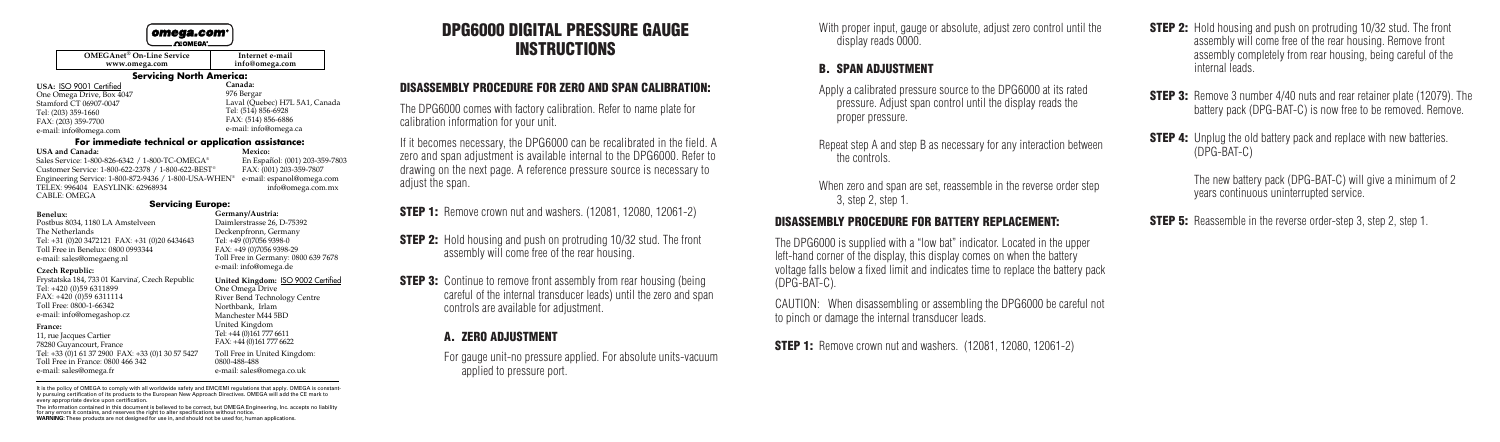omega.com®

| OMEGAnet® On-Line Service www.omega.com | Internet e-mail info@omega.com |
| --- | --- |

## Servicing North America:

**USA:** ISO 9001 Certified
One Omega Drive, Box 4047
Stamford CT 06907-0047
Tel: (203) 359-1660
FAX: (203) 359-7700
e-mail: info@omega.com

**Canada:**
976 Bergar
Laval (Quebec) H7L 5A1, Canada
Tel: (514) 856-6928
FAX: (514) 856-6886
e-mail: info@omega.ca

### For immediate technical or application assistance:

**USA and Canada:**
Sales Service: 1-800-826-6342 / 1-800-TC-OMEGA®
Customer Service: 1-800-622-2378 / 1-800-622-BEST®
Engineering Service: 1-800-872-9436 / 1-800-USA-WHEN®
TELEX: 996404 EASYLINK: 62968934
CABLE: OMEGA

**Mexico:**
En Español: (001) 203-359-7803
FAX: (001) 203-359-7807
e-mail: espanol@omega.com
info@omega.com.mx

## Servicing Europe:

**Benelux:**
Postbus 8034, 1180 LA Amstelveen
The Netherlands
Tel: +31 (0)20 3472121 FAX: +31 (0)20 6434643
Toll Free in Benelux: 0800 0993344
e-mail: sales@omegaeng.nl

**Czech Republic:**
Frystatska 184, 733 01 Karviná, Czech Republic
Tel: +420 (0)59 6311899
FAX: +420 (0)59 6311114
Toll Free: 0800-1-66342
e-mail: info@omegashop.cz

**France:**
11, rue Jacques Cartier
78280 Guyancourt, France
Tel: +33 (0)1 61 37 2900 FAX: +33 (0)1 30 57 5427
Toll Free in France: 0800 466 342
e-mail: sales@omega.fr

**Germany/Austria:**
Daimlerstrasse 26, D-75392
Deckenpfronn, Germany
Tel: +49 (0)7056 9398-0
FAX: +49 (0)7056 9398-29
Toll Free in Germany: 0800 639 7678
e-mail: info@omega.de

**United Kingdom:** ISO 9002 Certified
One Omega Drive
River Bend Technology Centre
Northbank, Irlam
Manchester M44 5BD
United Kingdom
Tel: +44 (0)161 777 6611
FAX: +44 (0)161 777 6622
Toll Free in United Kingdom:
0800-488-488
e-mail: sales@omega.co.uk

It is the policy of OMEGA to comply with all worldwide safety and EMC/EMI regulations that apply. OMEGA is constantly pursuing certification of its products to the European New Approach Directives. OMEGA will add the CE mark to every appropriate device upon certification.
The information contained in this document is believed to be correct, but OMEGA Engineering, Inc. accepts no liability for any errors it contains, and reserves the right to alter specifications without notice.
**WARNING:** These products are not designed for use in, and should not be used for, human applications.

# DPG6000 DIGITAL PRESSURE GAUGE INSTRUCTIONS

## DISASSEMBLY PROCEDURE FOR ZERO AND SPAN CALIBRATION:

The DPG6000 comes with factory calibration. Refer to name plate for calibration information for your unit.

If it becomes necessary, the DPG6000 can be recalibrated in the field. A zero and span adjustment is available internal to the DPG6000. Refer to drawing on the next page. A reference pressure source is necessary to adjust the span.

**STEP 1:** Remove crown nut and washers. (12081, 12080, 12061-2)

**STEP 2:** Hold housing and push on protruding 10/32 stud. The front assembly will come free of the rear housing.

**STEP 3:** Continue to remove front assembly from rear housing (being careful of the internal transducer leads) until the zero and span controls are available for adjustment.

### A. ZERO ADJUSTMENT

For gauge unit-no pressure applied. For absolute units-vacuum applied to pressure port.

With proper input, gauge or absolute, adjust zero control until the display reads 0000.

### B. SPAN ADJUSTMENT

Apply a calibrated pressure source to the DPG6000 at its rated pressure. Adjust span control until the display reads the proper pressure.

Repeat step A and step B as necessary for any interaction between the controls.

When zero and span are set, reassemble in the reverse order step 3, step 2, step 1.

## DISASSEMBLY PROCEDURE FOR BATTERY REPLACEMENT:

The DPG6000 is supplied with a "low bat" indicator. Located in the upper left-hand corner of the display, this display comes on when the battery voltage falls below a fixed limit and indicates time to replace the battery pack (DPG-BAT-C).

CAUTION: When disassembling or assembling the DPG6000 be careful not to pinch or damage the internal transducer leads.

**STEP 1:** Remove crown nut and washers. (12081, 12080, 12061-2)

**STEP 2:** Hold housing and push on protruding 10/32 stud. The front assembly will come free of the rear housing. Remove front assembly completely from rear housing, being careful of the internal leads.

**STEP 3:** Remove 3 number 4/40 nuts and rear retainer plate (12079). The battery pack (DPG-BAT-C) is now free to be removed. Remove.

**STEP 4:** Unplug the old battery pack and replace with new batteries. (DPG-BAT-C)

The new battery pack (DPG-BAT-C) will give a minimum of 2 years continuous uninterrupted service.

**STEP 5:** Reassemble in the reverse order-step 3, step 2, step 1.